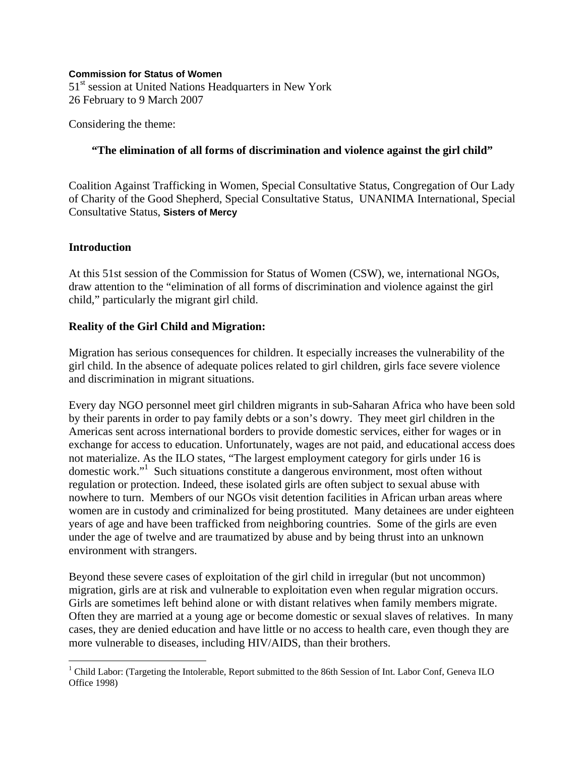**Commission for Status of Women**
51st session at United Nations Headquarters in New York
26 February to 9 March 2007

Considering the theme:

**"The elimination of all forms of discrimination and violence against the girl child"**

Coalition Against Trafficking in Women, Special Consultative Status, Congregation of Our Lady of Charity of the Good Shepherd, Special Consultative Status, UNANIMA International, Special Consultative Status, **Sisters of Mercy**

## Introduction

At this 51st session of the Commission for Status of Women (CSW), we, international NGOs, draw attention to the "elimination of all forms of discrimination and violence against the girl child," particularly the migrant girl child.

## Reality of the Girl Child and Migration:

Migration has serious consequences for children. It especially increases the vulnerability of the girl child. In the absence of adequate polices related to girl children, girls face severe violence and discrimination in migrant situations.

Every day NGO personnel meet girl children migrants in sub-Saharan Africa who have been sold by their parents in order to pay family debts or a son's dowry. They meet girl children in the Americas sent across international borders to provide domestic services, either for wages or in exchange for access to education. Unfortunately, wages are not paid, and educational access does not materialize. As the ILO states, "The largest employment category for girls under 16 is domestic work."[1] Such situations constitute a dangerous environment, most often without regulation or protection. Indeed, these isolated girls are often subject to sexual abuse with nowhere to turn. Members of our NGOs visit detention facilities in African urban areas where women are in custody and criminalized for being prostituted. Many detainees are under eighteen years of age and have been trafficked from neighboring countries. Some of the girls are even under the age of twelve and are traumatized by abuse and by being thrust into an unknown environment with strangers.

Beyond these severe cases of exploitation of the girl child in irregular (but not uncommon) migration, girls are at risk and vulnerable to exploitation even when regular migration occurs. Girls are sometimes left behind alone or with distant relatives when family members migrate. Often they are married at a young age or become domestic or sexual slaves of relatives. In many cases, they are denied education and have little or no access to health care, even though they are more vulnerable to diseases, including HIV/AIDS, than their brothers.

[1] Child Labor: (Targeting the Intolerable, Report submitted to the 86th Session of Int. Labor Conf, Geneva ILO Office 1998)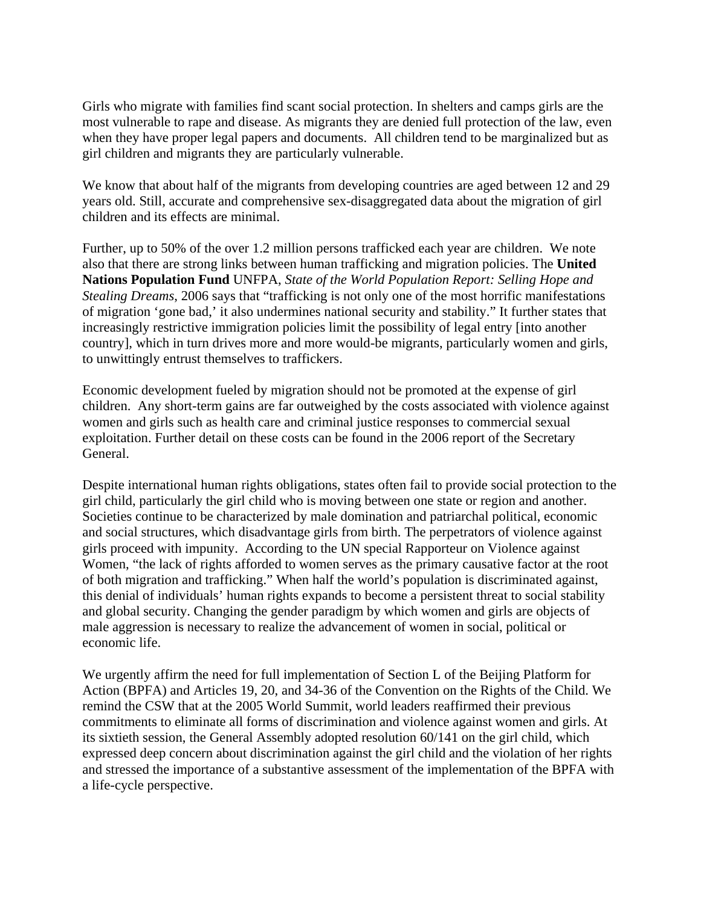Girls who migrate with families find scant social protection. In shelters and camps girls are the most vulnerable to rape and disease. As migrants they are denied full protection of the law, even when they have proper legal papers and documents. All children tend to be marginalized but as girl children and migrants they are particularly vulnerable.

We know that about half of the migrants from developing countries are aged between 12 and 29 years old. Still, accurate and comprehensive sex-disaggregated data about the migration of girl children and its effects are minimal.

Further, up to 50% of the over 1.2 million persons trafficked each year are children. We note also that there are strong links between human trafficking and migration policies. The **United Nations Population Fund** UNFPA, *State of the World Population Report: Selling Hope and Stealing Dreams*, 2006 says that "trafficking is not only one of the most horrific manifestations of migration 'gone bad,' it also undermines national security and stability." It further states that increasingly restrictive immigration policies limit the possibility of legal entry [into another country], which in turn drives more and more would-be migrants, particularly women and girls, to unwittingly entrust themselves to traffickers.

Economic development fueled by migration should not be promoted at the expense of girl children. Any short-term gains are far outweighed by the costs associated with violence against women and girls such as health care and criminal justice responses to commercial sexual exploitation. Further detail on these costs can be found in the 2006 report of the Secretary General.

Despite international human rights obligations, states often fail to provide social protection to the girl child, particularly the girl child who is moving between one state or region and another. Societies continue to be characterized by male domination and patriarchal political, economic and social structures, which disadvantage girls from birth. The perpetrators of violence against girls proceed with impunity. According to the UN special Rapporteur on Violence against Women, "the lack of rights afforded to women serves as the primary causative factor at the root of both migration and trafficking." When half the world's population is discriminated against, this denial of individuals' human rights expands to become a persistent threat to social stability and global security. Changing the gender paradigm by which women and girls are objects of male aggression is necessary to realize the advancement of women in social, political or economic life.

We urgently affirm the need for full implementation of Section L of the Beijing Platform for Action (BPFA) and Articles 19, 20, and 34-36 of the Convention on the Rights of the Child. We remind the CSW that at the 2005 World Summit, world leaders reaffirmed their previous commitments to eliminate all forms of discrimination and violence against women and girls. At its sixtieth session, the General Assembly adopted resolution 60/141 on the girl child, which expressed deep concern about discrimination against the girl child and the violation of her rights and stressed the importance of a substantive assessment of the implementation of the BPFA with a life-cycle perspective.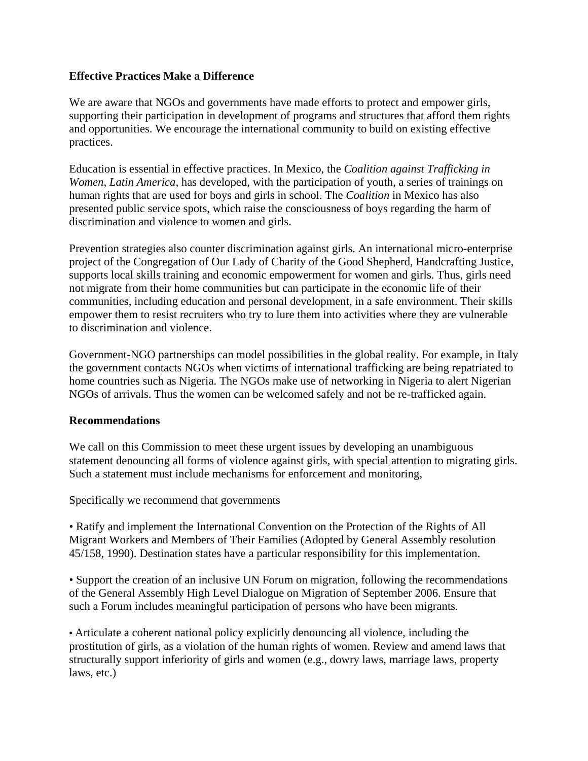**Effective Practices Make a Difference**

We are aware that NGOs and governments have made efforts to protect and empower girls, supporting their participation in development of programs and structures that afford them rights and opportunities. We encourage the international community to build on existing effective practices.

Education is essential in effective practices. In Mexico, the *Coalition against Trafficking in Women, Latin America,* has developed, with the participation of youth, a series of trainings on human rights that are used for boys and girls in school. The *Coalition* in Mexico has also presented public service spots, which raise the consciousness of boys regarding the harm of discrimination and violence to women and girls.

Prevention strategies also counter discrimination against girls. An international micro-enterprise project of the Congregation of Our Lady of Charity of the Good Shepherd, Handcrafting Justice, supports local skills training and economic empowerment for women and girls. Thus, girls need not migrate from their home communities but can participate in the economic life of their communities, including education and personal development, in a safe environment. Their skills empower them to resist recruiters who try to lure them into activities where they are vulnerable to discrimination and violence.

Government-NGO partnerships can model possibilities in the global reality. For example, in Italy the government contacts NGOs when victims of international trafficking are being repatriated to home countries such as Nigeria. The NGOs make use of networking in Nigeria to alert Nigerian NGOs of arrivals. Thus the women can be welcomed safely and not be re-trafficked again.

**Recommendations**

We call on this Commission to meet these urgent issues by developing an unambiguous statement denouncing all forms of violence against girls, with special attention to migrating girls. Such a statement must include mechanisms for enforcement and monitoring,

Specifically we recommend that governments

- Ratify and implement the International Convention on the Protection of the Rights of All Migrant Workers and Members of Their Families (Adopted by General Assembly resolution 45/158, 1990). Destination states have a particular responsibility for this implementation.

- Support the creation of an inclusive UN Forum on migration, following the recommendations of the General Assembly High Level Dialogue on Migration of September 2006. Ensure that such a Forum includes meaningful participation of persons who have been migrants.

- Articulate a coherent national policy explicitly denouncing all violence, including the prostitution of girls, as a violation of the human rights of women. Review and amend laws that structurally support inferiority of girls and women (e.g., dowry laws, marriage laws, property laws, etc.)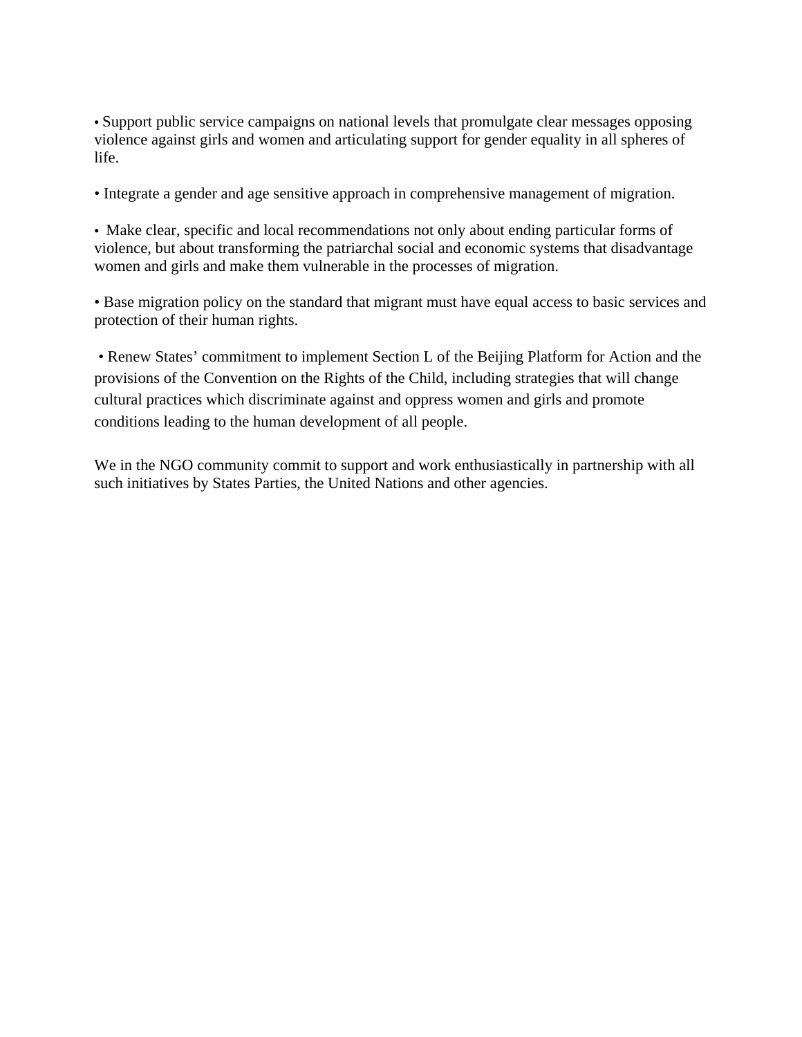- Support public service campaigns on national levels that promulgate clear messages opposing violence against girls and women and articulating support for gender equality in all spheres of life.

- Integrate a gender and age sensitive approach in comprehensive management of migration.

- Make clear, specific and local recommendations not only about ending particular forms of violence, but about transforming the patriarchal social and economic systems that disadvantage women and girls and make them vulnerable in the processes of migration.

- Base migration policy on the standard that migrant must have equal access to basic services and protection of their human rights.

- Renew States' commitment to implement Section L of the Beijing Platform for Action and the provisions of the Convention on the Rights of the Child, including strategies that will change cultural practices which discriminate against and oppress women and girls and promote conditions leading to the human development of all people.

We in the NGO community commit to support and work enthusiastically in partnership with all such initiatives by States Parties, the United Nations and other agencies.